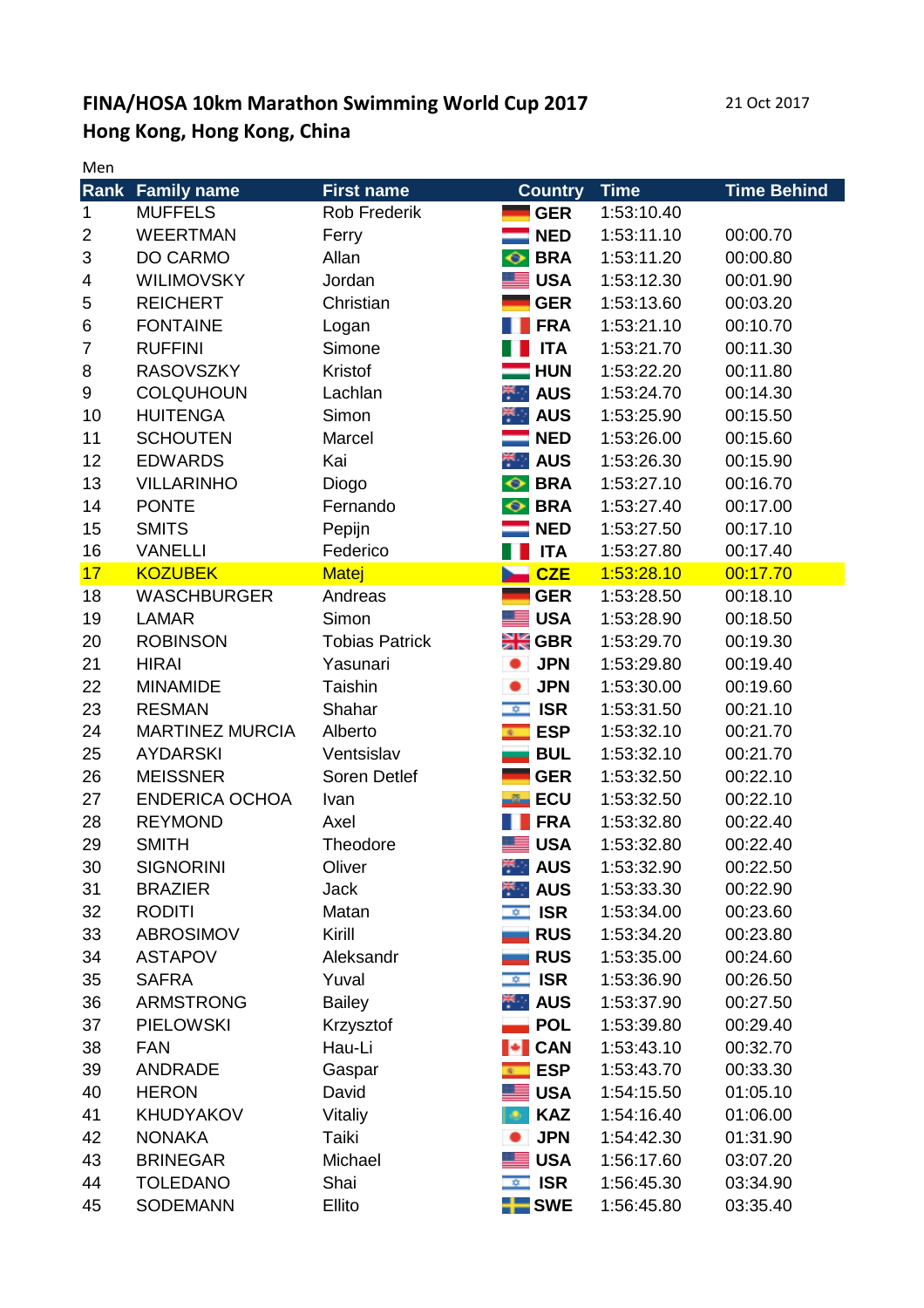# FINA/HOSA 10km Marathon Swimming World Cup 2017

## Hong Kong, Hong Kong, China

21 Oct 2017

Men

| Rank | Family name | First name | Country | Time | Time Behind |
|---|---|---|---|---|---|
| 1 | MUFFELS | Rob Frederik | GER | 1:53:10.40 | |
| 2 | WEERTMAN | Ferry | NED | 1:53:11.10 | 00:00.70 |
| 3 | DO CARMO | Allan | BRA | 1:53:11.20 | 00:00.80 |
| 4 | WILIMOVSKY | Jordan | USA | 1:53:12.30 | 00:01.90 |
| 5 | REICHERT | Christian | GER | 1:53:13.60 | 00:03.20 |
| 6 | FONTAINE | Logan | FRA | 1:53:21.10 | 00:10.70 |
| 7 | RUFFINI | Simone | ITA | 1:53:21.70 | 00:11.30 |
| 8 | RASOVSZKY | Kristof | HUN | 1:53:22.20 | 00:11.80 |
| 9 | COLQUHOUN | Lachlan | AUS | 1:53:24.70 | 00:14.30 |
| 10 | HUITENGA | Simon | AUS | 1:53:25.90 | 00:15.50 |
| 11 | SCHOUTEN | Marcel | NED | 1:53:26.00 | 00:15.60 |
| 12 | EDWARDS | Kai | AUS | 1:53:26.30 | 00:15.90 |
| 13 | VILLARINHO | Diogo | BRA | 1:53:27.10 | 00:16.70 |
| 14 | PONTE | Fernando | BRA | 1:53:27.40 | 00:17.00 |
| 15 | SMITS | Pepijn | NED | 1:53:27.50 | 00:17.10 |
| 16 | VANELLI | Federico | ITA | 1:53:27.80 | 00:17.40 |
| 17 | KOZUBEK | Matej | CZE | 1:53:28.10 | 00:17.70 |
| 18 | WASCHBURGER | Andreas | GER | 1:53:28.50 | 00:18.10 |
| 19 | LAMAR | Simon | USA | 1:53:28.90 | 00:18.50 |
| 20 | ROBINSON | Tobias Patrick | GBR | 1:53:29.70 | 00:19.30 |
| 21 | HIRAI | Yasunari | JPN | 1:53:29.80 | 00:19.40 |
| 22 | MINAMIDE | Taishin | JPN | 1:53:30.00 | 00:19.60 |
| 23 | RESMAN | Shahar | ISR | 1:53:31.50 | 00:21.10 |
| 24 | MARTINEZ MURCIA | Alberto | ESP | 1:53:32.10 | 00:21.70 |
| 25 | AYDARSKI | Ventsislav | BUL | 1:53:32.10 | 00:21.70 |
| 26 | MEISSNER | Soren Detlef | GER | 1:53:32.50 | 00:22.10 |
| 27 | ENDERICA OCHOA | Ivan | ECU | 1:53:32.50 | 00:22.10 |
| 28 | REYMOND | Axel | FRA | 1:53:32.80 | 00:22.40 |
| 29 | SMITH | Theodore | USA | 1:53:32.80 | 00:22.40 |
| 30 | SIGNORINI | Oliver | AUS | 1:53:32.90 | 00:22.50 |
| 31 | BRAZIER | Jack | AUS | 1:53:33.30 | 00:22.90 |
| 32 | RODITI | Matan | ISR | 1:53:34.00 | 00:23.60 |
| 33 | ABROSIMOV | Kirill | RUS | 1:53:34.20 | 00:23.80 |
| 34 | ASTAPOV | Aleksandr | RUS | 1:53:35.00 | 00:24.60 |
| 35 | SAFRA | Yuval | ISR | 1:53:36.90 | 00:26.50 |
| 36 | ARMSTRONG | Bailey | AUS | 1:53:37.90 | 00:27.50 |
| 37 | PIELOWSKI | Krzysztof | POL | 1:53:39.80 | 00:29.40 |
| 38 | FAN | Hau-Li | CAN | 1:53:43.10 | 00:32.70 |
| 39 | ANDRADE | Gaspar | ESP | 1:53:43.70 | 00:33.30 |
| 40 | HERON | David | USA | 1:54:15.50 | 01:05.10 |
| 41 | KHUDYAKOV | Vitaliy | KAZ | 1:54:16.40 | 01:06.00 |
| 42 | NONAKA | Taiki | JPN | 1:54:42.30 | 01:31.90 |
| 43 | BRINEGAR | Michael | USA | 1:56:17.60 | 03:07.20 |
| 44 | TOLEDANO | Shai | ISR | 1:56:45.30 | 03:34.90 |
| 45 | SODEMANN | Ellito | SWE | 1:56:45.80 | 03:35.40 |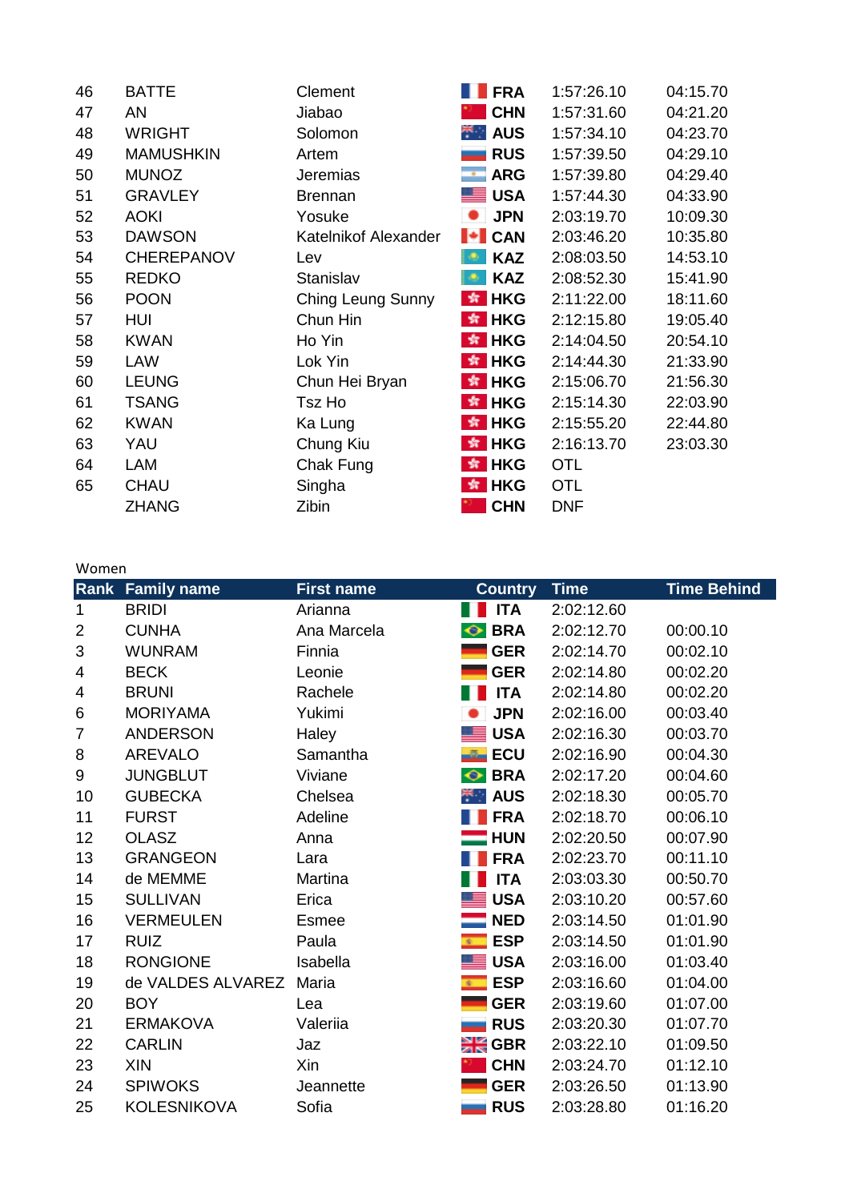| Rank | Family name | First name | Country | Time | Time Behind |
|---|---|---|---|---|---|
| 46 | BATTE | Clement | FRA | 1:57:26.10 | 04:15.70 |
| 47 | AN | Jiabao | CHN | 1:57:31.60 | 04:21.20 |
| 48 | WRIGHT | Solomon | AUS | 1:57:34.10 | 04:23.70 |
| 49 | MAMUSHKIN | Artem | RUS | 1:57:39.50 | 04:29.10 |
| 50 | MUNOZ | Jeremias | ARG | 1:57:39.80 | 04:29.40 |
| 51 | GRAVLEY | Brennan | USA | 1:57:44.30 | 04:33.90 |
| 52 | AOKI | Yosuke | JPN | 2:03:19.70 | 10:09.30 |
| 53 | DAWSON | Katelnikof Alexander | CAN | 2:03:46.20 | 10:35.80 |
| 54 | CHEREPANOV | Lev | KAZ | 2:08:03.50 | 14:53.10 |
| 55 | REDKO | Stanislav | KAZ | 2:08:52.30 | 15:41.90 |
| 56 | POON | Ching Leung Sunny | HKG | 2:11:22.00 | 18:11.60 |
| 57 | HUI | Chun Hin | HKG | 2:12:15.80 | 19:05.40 |
| 58 | KWAN | Ho Yin | HKG | 2:14:04.50 | 20:54.10 |
| 59 | LAW | Lok Yin | HKG | 2:14:44.30 | 21:33.90 |
| 60 | LEUNG | Chun Hei Bryan | HKG | 2:15:06.70 | 21:56.30 |
| 61 | TSANG | Tsz Ho | HKG | 2:15:14.30 | 22:03.90 |
| 62 | KWAN | Ka Lung | HKG | 2:15:55.20 | 22:44.80 |
| 63 | YAU | Chung Kiu | HKG | 2:16:13.70 | 23:03.30 |
| 64 | LAM | Chak Fung | HKG | OTL | |
| 65 | CHAU | Singha | HKG | OTL | |
| | ZHANG | Zibin | CHN | DNF | |

Women

| Rank | Family name | First name | Country | Time | Time Behind |
|---|---|---|---|---|---|
| 1 | BRIDI | Arianna | ITA | 2:02:12.60 | |
| 2 | CUNHA | Ana Marcela | BRA | 2:02:12.70 | 00:00.10 |
| 3 | WUNRAM | Finnia | GER | 2:02:14.70 | 00:02.10 |
| 4 | BECK | Leonie | GER | 2:02:14.80 | 00:02.20 |
| 4 | BRUNI | Rachele | ITA | 2:02:14.80 | 00:02.20 |
| 6 | MORIYAMA | Yukimi | JPN | 2:02:16.00 | 00:03.40 |
| 7 | ANDERSON | Haley | USA | 2:02:16.30 | 00:03.70 |
| 8 | AREVALO | Samantha | ECU | 2:02:16.90 | 00:04.30 |
| 9 | JUNGBLUT | Viviane | BRA | 2:02:17.20 | 00:04.60 |
| 10 | GUBECKA | Chelsea | AUS | 2:02:18.30 | 00:05.70 |
| 11 | FURST | Adeline | FRA | 2:02:18.70 | 00:06.10 |
| 12 | OLASZ | Anna | HUN | 2:02:20.50 | 00:07.90 |
| 13 | GRANGEON | Lara | FRA | 2:02:23.70 | 00:11.10 |
| 14 | de MEMME | Martina | ITA | 2:03:03.30 | 00:50.70 |
| 15 | SULLIVAN | Erica | USA | 2:03:10.20 | 00:57.60 |
| 16 | VERMEULEN | Esmee | NED | 2:03:14.50 | 01:01.90 |
| 17 | RUIZ | Paula | ESP | 2:03:14.50 | 01:01.90 |
| 18 | RONGIONE | Isabella | USA | 2:03:16.00 | 01:03.40 |
| 19 | de VALDES ALVAREZ | Maria | ESP | 2:03:16.60 | 01:04.00 |
| 20 | BOY | Lea | GER | 2:03:19.60 | 01:07.00 |
| 21 | ERMAKOVA | Valeriia | RUS | 2:03:20.30 | 01:07.70 |
| 22 | CARLIN | Jaz | GBR | 2:03:22.10 | 01:09.50 |
| 23 | XIN | Xin | CHN | 2:03:24.70 | 01:12.10 |
| 24 | SPIWOKS | Jeannette | GER | 2:03:26.50 | 01:13.90 |
| 25 | KOLESNIKOVA | Sofia | RUS | 2:03:28.80 | 01:16.20 |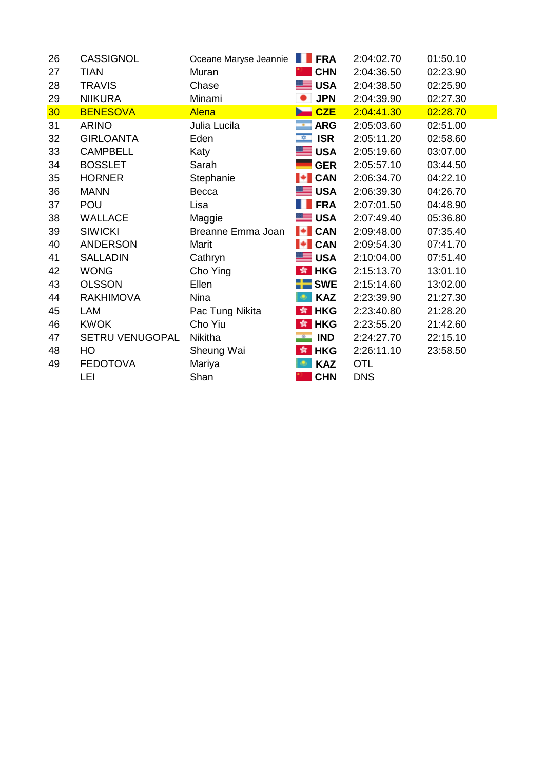| | | | | | |
|---|---|---|---|---|---|
| 26 | CASSIGNOL | Oceane Maryse Jeannie | FRA | 2:04:02.70 | 01:50.10 |
| 27 | TIAN | Muran | CHN | 2:04:36.50 | 02:23.90 |
| 28 | TRAVIS | Chase | USA | 2:04:38.50 | 02:25.90 |
| 29 | NIIKURA | Minami | JPN | 2:04:39.90 | 02:27.30 |
| 30 | BENESOVA | Alena | CZE | 2:04:41.30 | 02:28.70 |
| 31 | ARINO | Julia Lucila | ARG | 2:05:03.60 | 02:51.00 |
| 32 | GIRLOANTA | Eden | ISR | 2:05:11.20 | 02:58.60 |
| 33 | CAMPBELL | Katy | USA | 2:05:19.60 | 03:07.00 |
| 34 | BOSSLET | Sarah | GER | 2:05:57.10 | 03:44.50 |
| 35 | HORNER | Stephanie | CAN | 2:06:34.70 | 04:22.10 |
| 36 | MANN | Becca | USA | 2:06:39.30 | 04:26.70 |
| 37 | POU | Lisa | FRA | 2:07:01.50 | 04:48.90 |
| 38 | WALLACE | Maggie | USA | 2:07:49.40 | 05:36.80 |
| 39 | SIWICKI | Breanne Emma Joan | CAN | 2:09:48.00 | 07:35.40 |
| 40 | ANDERSON | Marit | CAN | 2:09:54.30 | 07:41.70 |
| 41 | SALLADIN | Cathryn | USA | 2:10:04.00 | 07:51.40 |
| 42 | WONG | Cho Ying | HKG | 2:15:13.70 | 13:01.10 |
| 43 | OLSSON | Ellen | SWE | 2:15:14.60 | 13:02.00 |
| 44 | RAKHIMOVA | Nina | KAZ | 2:23:39.90 | 21:27.30 |
| 45 | LAM | Pac Tung Nikita | HKG | 2:23:40.80 | 21:28.20 |
| 46 | KWOK | Cho Yiu | HKG | 2:23:55.20 | 21:42.60 |
| 47 | SETRU VENUGOPAL | Nikitha | IND | 2:24:27.70 | 22:15.10 |
| 48 | HO | Sheung Wai | HKG | 2:26:11.10 | 23:58.50 |
| 49 | FEDOTOVA | Mariya | KAZ | OTL | |
| | LEI | Shan | CHN | DNS | |